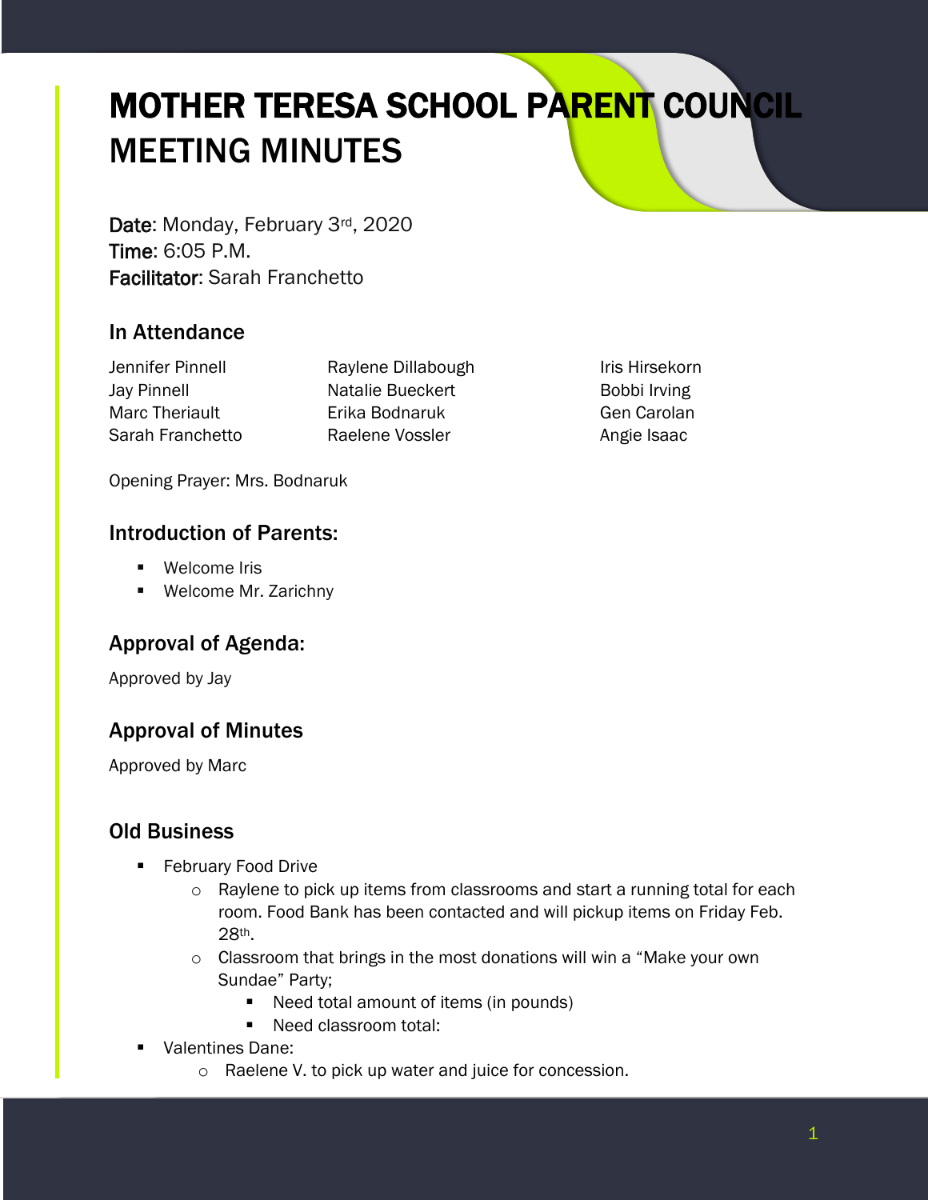# MOTHER TERESA SCHOOL PARENT COUNCIL MEETING MINUTES

**Date**: Monday, February 3rd, 2020
**Time**: 6:05 P.M.
**Facilitator**: Sarah Franchetto

## In Attendance

Jennifer Pinnell
Jay Pinnell
Marc Theriault
Sarah Franchetto
Raylene Dillabough
Natalie Bueckert
Erika Bodnaruk
Raelene Vossler
Iris Hirsekorn
Bobbi Irving
Gen Carolan
Angie Isaac

Opening Prayer: Mrs. Bodnaruk

## Introduction of Parents:

- Welcome Iris
- Welcome Mr. Zarichny

## Approval of Agenda:

Approved by Jay

## Approval of Minutes

Approved by Marc

## Old Business

- February Food Drive
  - Raylene to pick up items from classrooms and start a running total for each room. Food Bank has been contacted and will pickup items on Friday Feb. 28th.
  - Classroom that brings in the most donations will win a "Make your own Sundae" Party;
    - Need total amount of items (in pounds)
    - Need classroom total:
- Valentines Dane:
  - Raelene V. to pick up water and juice for concession.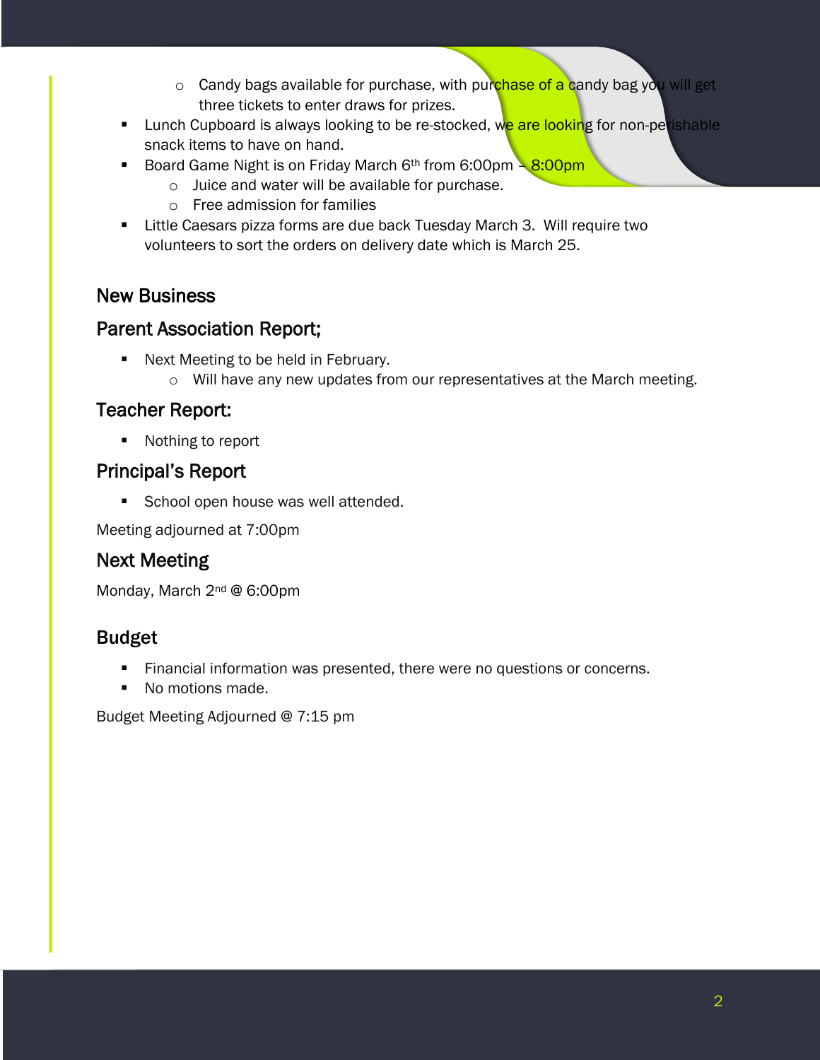- Candy bags available for purchase, with purchase of a candy bag you will get three tickets to enter draws for prizes.
- Lunch Cupboard is always looking to be re-stocked, we are looking for non-perishable snack items to have on hand.
- Board Game Night is on Friday March 6th from 6:00pm – 8:00pm
  - Juice and water will be available for purchase.
  - Free admission for families
- Little Caesars pizza forms are due back Tuesday March 3. Will require two volunteers to sort the orders on delivery date which is March 25.

## New Business

## Parent Association Report;

- Next Meeting to be held in February.
  - Will have any new updates from our representatives at the March meeting.

## Teacher Report:

- Nothing to report

## Principal's Report

- School open house was well attended.

Meeting adjourned at 7:00pm

## Next Meeting

Monday, March 2nd @ 6:00pm

## Budget

- Financial information was presented, there were no questions or concerns.
- No motions made.

Budget Meeting Adjourned @ 7:15 pm